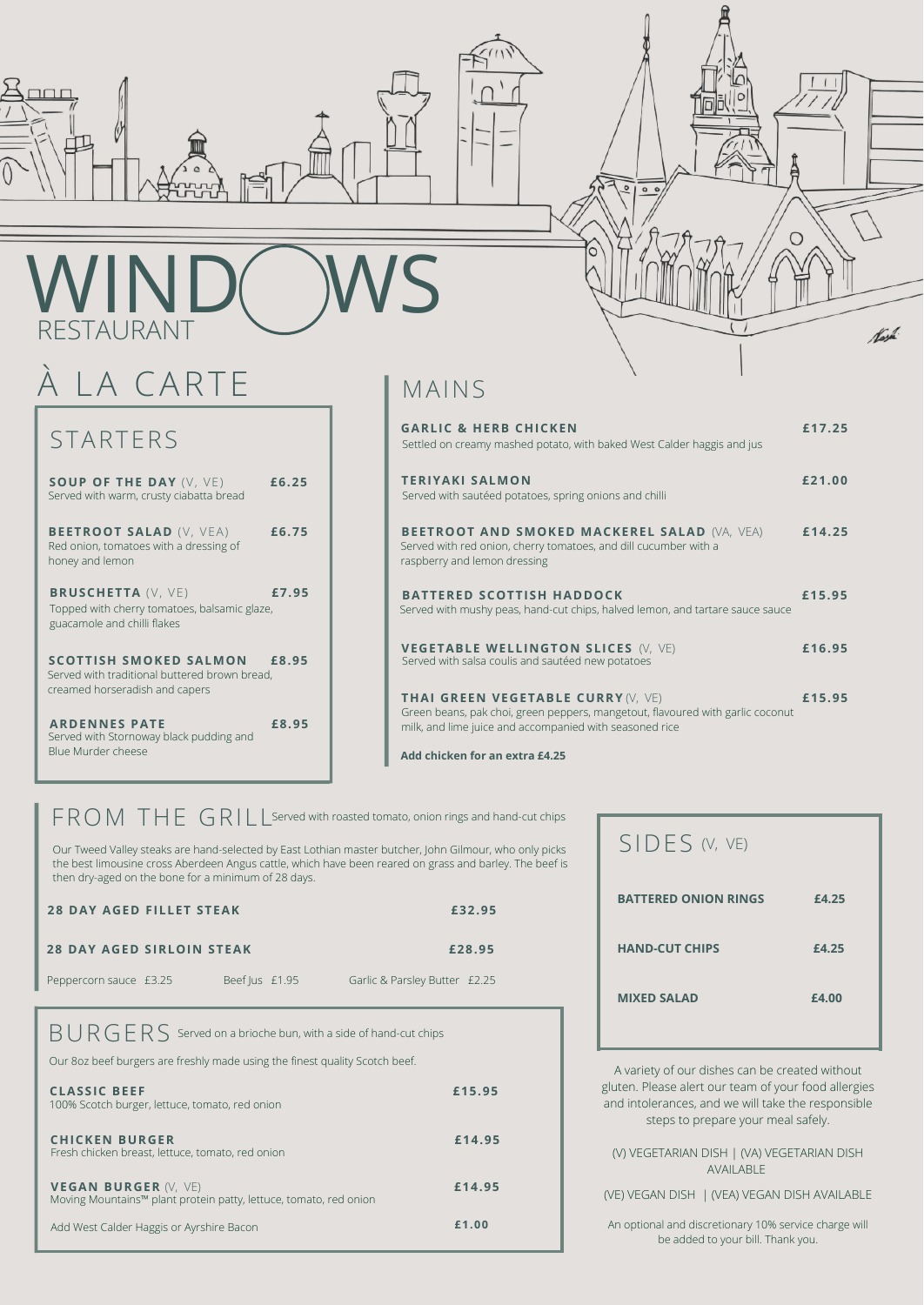# WINDOWS
RESTAURANT

# À LA CARTE

## STARTERS

**SOUP OF THE DAY** (V, VE) **£6.25**
Served with warm, crusty ciabatta bread

**BEETROOT SALAD** (V, VEA) **£6.75**
Red onion, tomatoes with a dressing of honey and lemon

**BRUSCHETTA** (V, VE) **£7.95**
Topped with cherry tomatoes, balsamic glaze, guacamole and chilli flakes

**SCOTTISH SMOKED SALMON** **£8.95**
Served with traditional buttered brown bread, creamed horseradish and capers

**ARDENNES PATE** **£8.95**
Served with Stornoway black pudding and Blue Murder cheese

## MAINS

**GARLIC & HERB CHICKEN** **£17.25**
Settled on creamy mashed potato, with baked West Calder haggis and jus

**TERIYAKI SALMON** **£21.00**
Served with sautéed potatoes, spring onions and chilli

**BEETROOT AND SMOKED MACKEREL SALAD** (VA, VEA) **£14.25**
Served with red onion, cherry tomatoes, and dill cucumber with a raspberry and lemon dressing

**BATTERED SCOTTISH HADDOCK** **£15.95**
Served with mushy peas, hand-cut chips, halved lemon, and tartare sauce sauce

**VEGETABLE WELLINGTON SLICES** (V, VE) **£16.95**
Served with salsa coulis and sautéed new potatoes

**THAI GREEN VEGETABLE CURRY** (V, VE) **£15.95**
Green beans, pak choi, green peppers, mangetout, flavoured with garlic coconut milk, and lime juice and accompanied with seasoned rice

**Add chicken for an extra £4.25**

## FROM THE GRILL

Served with roasted tomato, onion rings and hand-cut chips

Our Tweed Valley steaks are hand-selected by East Lothian master butcher, John Gilmour, who only picks the best limousine cross Aberdeen Angus cattle, which have been reared on grass and barley. The beef is then dry-aged on the bone for a minimum of 28 days.

**28 DAY AGED FILLET STEAK** **£32.95**

**28 DAY AGED SIRLOIN STEAK** **£28.95**

Peppercorn sauce £3.25 | Beef Jus £1.95 | Garlic & Parsley Butter £2.25

## BURGERS

Served on a brioche bun, with a side of hand-cut chips

Our 8oz beef burgers are freshly made using the finest quality Scotch beef.

**CLASSIC BEEF** **£15.95**
100% Scotch burger, lettuce, tomato, red onion

**CHICKEN BURGER** **£14.95**
Fresh chicken breast, lettuce, tomato, red onion

**VEGAN BURGER** (V, VE) **£14.95**
Moving Mountains™ plant protein patty, lettuce, tomato, red onion

Add West Calder Haggis or Ayrshire Bacon **£1.00**

## SIDES (V, VE)

**BATTERED ONION RINGS** **£4.25**

**HAND-CUT CHIPS** **£4.25**

**MIXED SALAD** **£4.00**

A variety of our dishes can be created without gluten. Please alert our team of your food allergies and intolerances, and we will take the responsible steps to prepare your meal safely.

(V) VEGETARIAN DISH | (VA) VEGETARIAN DISH AVAILABLE

(VE) VEGAN DISH | (VEA) VEGAN DISH AVAILABLE

An optional and discretionary 10% service charge will be added to your bill. Thank you.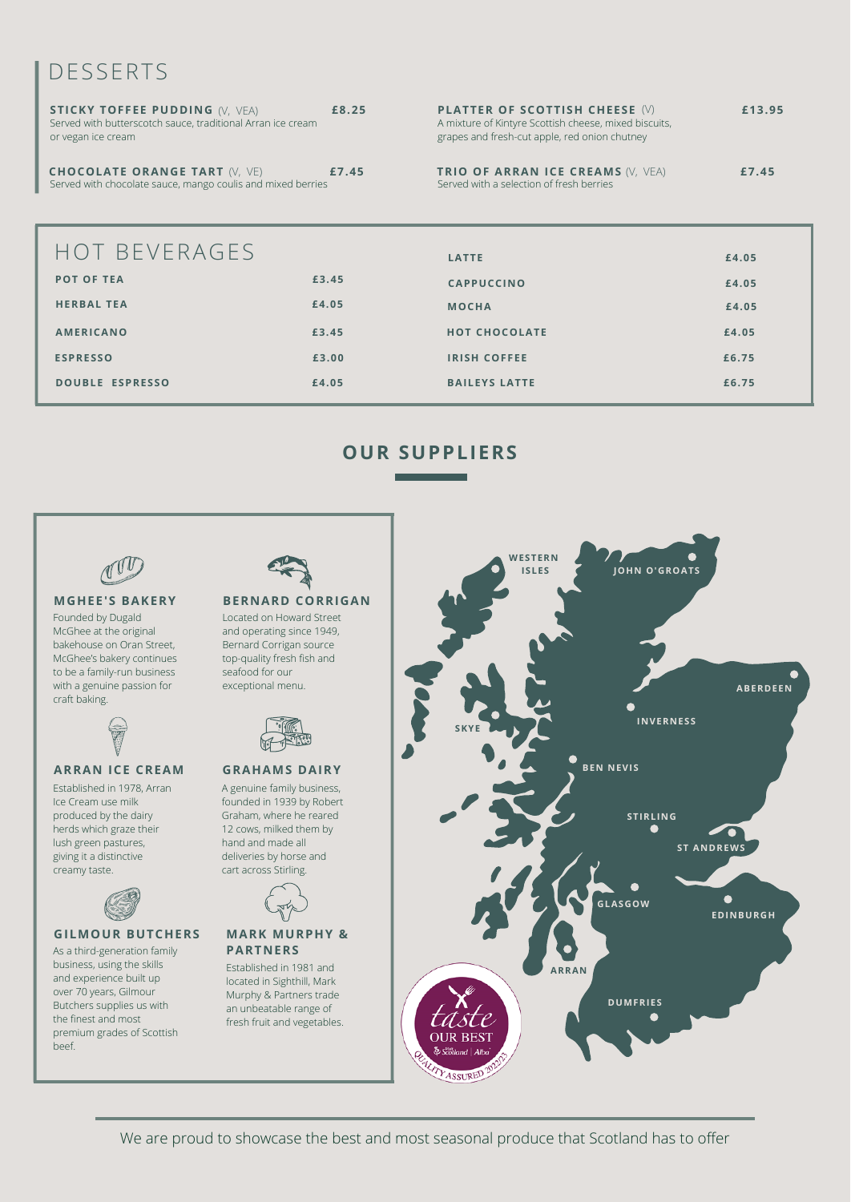# DESSERTS

**STICKY TOFFEE PUDDING** (V, VEA) **£8.25**
Served with butterscotch sauce, traditional Arran ice cream or vegan ice cream

**CHOCOLATE ORANGE TART** (V, VE) **£7.45**
Served with chocolate sauce, mango coulis and mixed berries

**PLATTER OF SCOTTISH CHEESE** (V) **£13.95**
A mixture of Kintyre Scottish cheese, mixed biscuits, grapes and fresh-cut apple, red onion chutney

**TRIO OF ARRAN ICE CREAMS** (V, VEA) **£7.45**
Served with a selection of fresh berries

# HOT BEVERAGES

| | | | |
|---|---|---|---|
| **POT OF TEA** | **£3.45** | **LATTE** | **£4.05** |
| **HERBAL TEA** | **£4.05** | **CAPPUCCINO** | **£4.05** |
| **AMERICANO** | **£3.45** | **MOCHA** | **£4.05** |
| **ESPRESSO** | **£3.00** | **HOT CHOCOLATE** | **£4.05** |
| **DOUBLE ESPRESSO** | **£4.05** | **IRISH COFFEE** | **£6.75** |
| | | **BAILEYS LATTE** | **£6.75** |

## OUR SUPPLIERS

### MGHEE'S BAKERY
Founded by Dugald McGhee at the original bakehouse on Oran Street, McGhee's bakery continues to be a family-run business with a genuine passion for craft baking.

### BERNARD CORRIGAN
Located on Howard Street and operating since 1949, Bernard Corrigan source top-quality fresh fish and seafood for our exceptional menu.

### ARRAN ICE CREAM
Established in 1978, Arran Ice Cream use milk produced by the dairy herds which graze their lush green pastures, giving it a distinctive creamy taste.

### GRAHAMS DAIRY
A genuine family business, founded in 1939 by Robert Graham, where he reared 12 cows, milked them by hand and made all deliveries by horse and cart across Stirling.

### GILMOUR BUTCHERS
As a third-generation family business, using the skills and experience built up over 70 years, Gilmour Butchers supplies us with the finest and most premium grades of Scottish beef.

### MARK MURPHY & PARTNERS
Established in 1981 and located in Sighthill, Mark Murphy & Partners trade an unbeatable range of fresh fruit and vegetables.

WESTERN ISLES
JOHN O'GROATS
ABERDEEN
INVERNESS
SKYE
BEN NEVIS
STIRLING
ST ANDREWS
GLASGOW
EDINBURGH
ARRAN
DUMFRIES

taste OUR BEST
Scotland | Alba
QUALITY ASSURED 2022/23

We are proud to showcase the best and most seasonal produce that Scotland has to offer